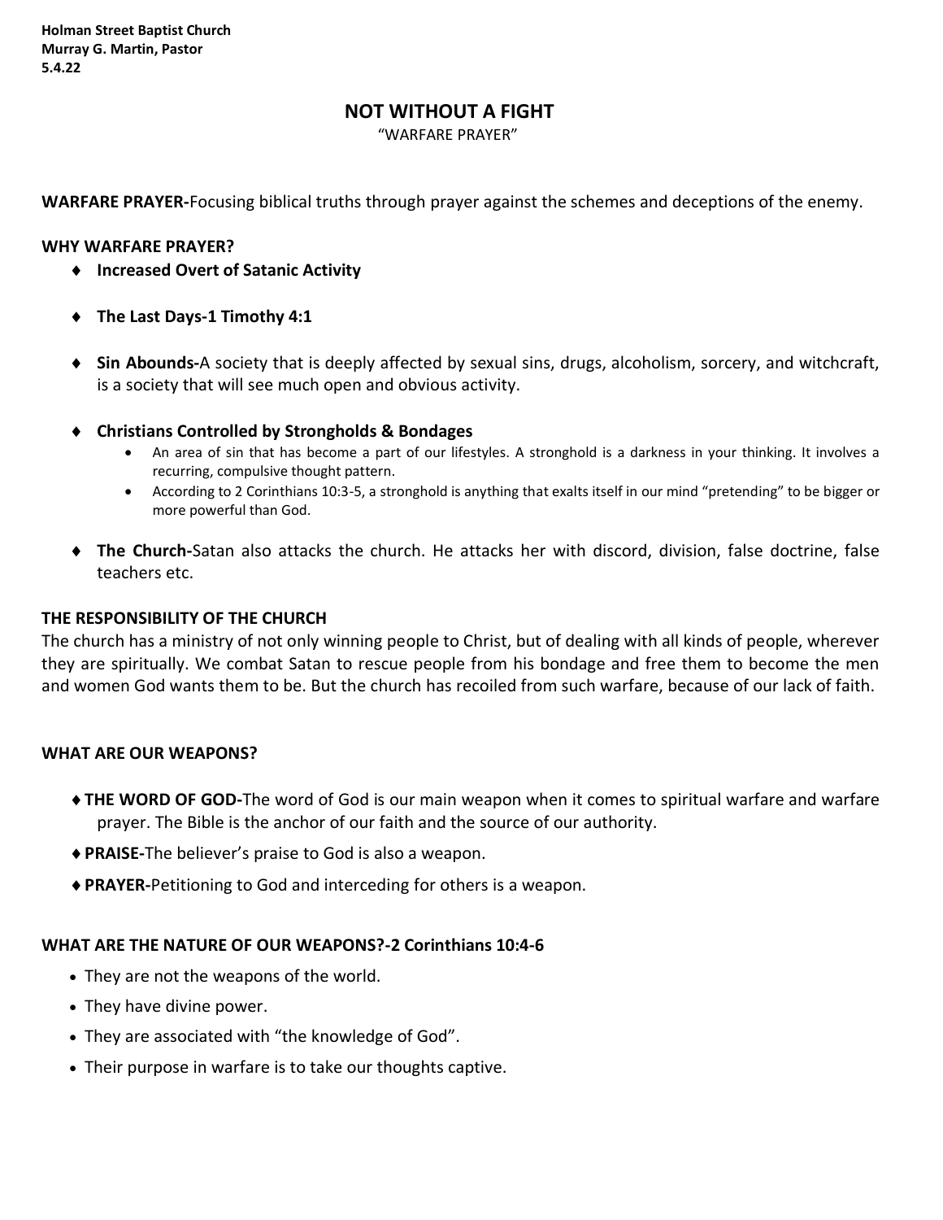**Holman Street Baptist Church**
**Murray G. Martin, Pastor**
**5.4.22**

# NOT WITHOUT A FIGHT

"WARFARE PRAYER"

**WARFARE PRAYER-**Focusing biblical truths through prayer against the schemes and deceptions of the enemy.

**WHY WARFARE PRAYER?**

- **Increased Overt of Satanic Activity**
- **The Last Days-1 Timothy 4:1**
- **Sin Abounds-**A society that is deeply affected by sexual sins, drugs, alcoholism, sorcery, and witchcraft, is a society that will see much open and obvious activity.
- **Christians Controlled by Strongholds & Bondages**
  - An area of sin that has become a part of our lifestyles. A stronghold is a darkness in your thinking. It involves a recurring, compulsive thought pattern.
  - According to 2 Corinthians 10:3-5, a stronghold is anything that exalts itself in our mind "pretending" to be bigger or more powerful than God.
- **The Church-**Satan also attacks the church. He attacks her with discord, division, false doctrine, false teachers etc.

**THE RESPONSIBILITY OF THE CHURCH**

The church has a ministry of not only winning people to Christ, but of dealing with all kinds of people, wherever they are spiritually. We combat Satan to rescue people from his bondage and free them to become the men and women God wants them to be. But the church has recoiled from such warfare, because of our lack of faith.

**WHAT ARE OUR WEAPONS?**

- **THE WORD OF GOD-**The word of God is our main weapon when it comes to spiritual warfare and warfare prayer. The Bible is the anchor of our faith and the source of our authority.
- **PRAISE-**The believer's praise to God is also a weapon.
- **PRAYER-**Petitioning to God and interceding for others is a weapon.

**WHAT ARE THE NATURE OF OUR WEAPONS?-2 Corinthians 10:4-6**

- They are not the weapons of the world.
- They have divine power.
- They are associated with "the knowledge of God".
- Their purpose in warfare is to take our thoughts captive.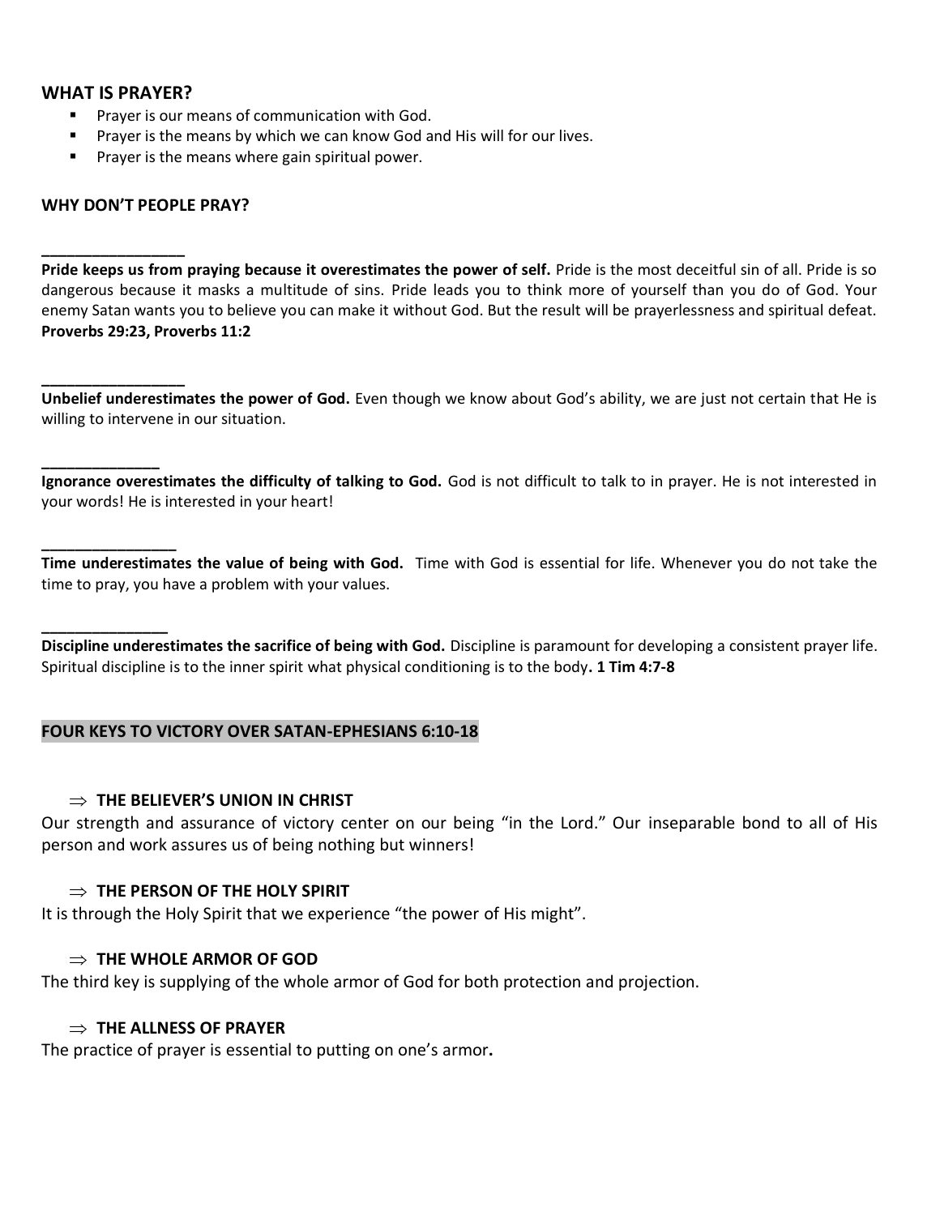## WHAT IS PRAYER?

- Prayer is our means of communication with God.
- Prayer is the means by which we can know God and His will for our lives.
- Prayer is the means where gain spiritual power.

**WHY DON'T PEOPLE PRAY?**

**________________**

**Pride keeps us from praying because it overestimates the power of self.** Pride is the most deceitful sin of all. Pride is so dangerous because it masks a multitude of sins. Pride leads you to think more of yourself than you do of God. Your enemy Satan wants you to believe you can make it without God. But the result will be prayerlessness and spiritual defeat. **Proverbs 29:23, Proverbs 11:2**

**________________**

**Unbelief underestimates the power of God.** Even though we know about God's ability, we are just not certain that He is willing to intervene in our situation.

**_____________**

**Ignorance overestimates the difficulty of talking to God.** God is not difficult to talk to in prayer. He is not interested in your words! He is interested in your heart!

**_______________**

**Time underestimates the value of being with God.** Time with God is essential for life. Whenever you do not take the time to pray, you have a problem with your values.

**______________**

**Discipline underestimates the sacrifice of being with God.** Discipline is paramount for developing a consistent prayer life. Spiritual discipline is to the inner spirit what physical conditioning is to the body**. 1 Tim 4:7-8**

**FOUR KEYS TO VICTORY OVER SATAN-EPHESIANS 6:10-18**

⇒ **THE BELIEVER'S UNION IN CHRIST**

Our strength and assurance of victory center on our being "in the Lord." Our inseparable bond to all of His person and work assures us of being nothing but winners!

⇒ **THE PERSON OF THE HOLY SPIRIT**

It is through the Holy Spirit that we experience "the power of His might".

⇒ **THE WHOLE ARMOR OF GOD**

The third key is supplying of the whole armor of God for both protection and projection.

⇒ **THE ALLNESS OF PRAYER**

The practice of prayer is essential to putting on one's armor**.**